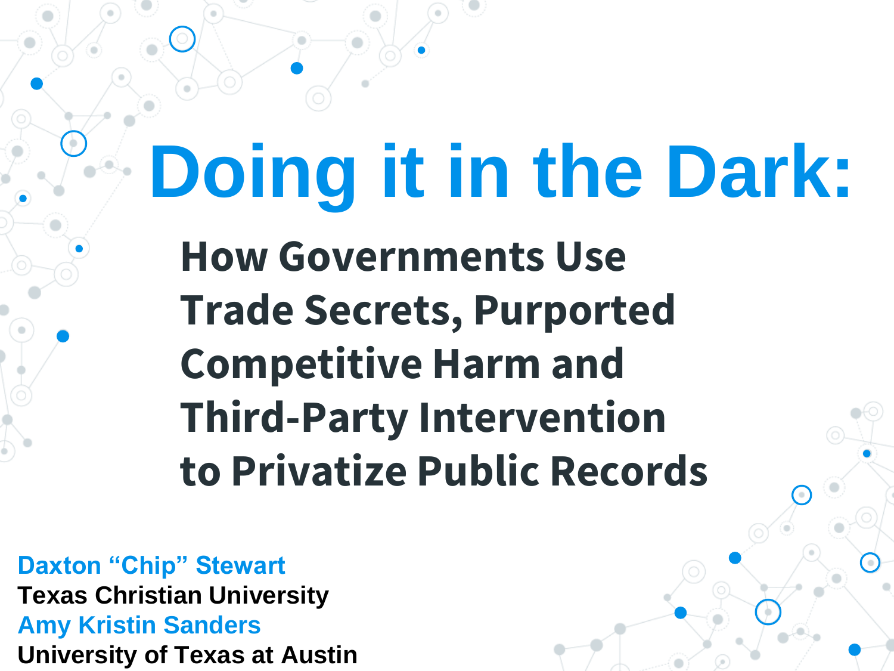# Doing it in the Dark:

## How Governments Use Trade Secrets, Purported Competitive Harm and Third-Party Intervention to Privatize Public Records

**Daxton "Chip" Stewart**
**Texas Christian University**
**Amy Kristin Sanders**
**University of Texas at Austin**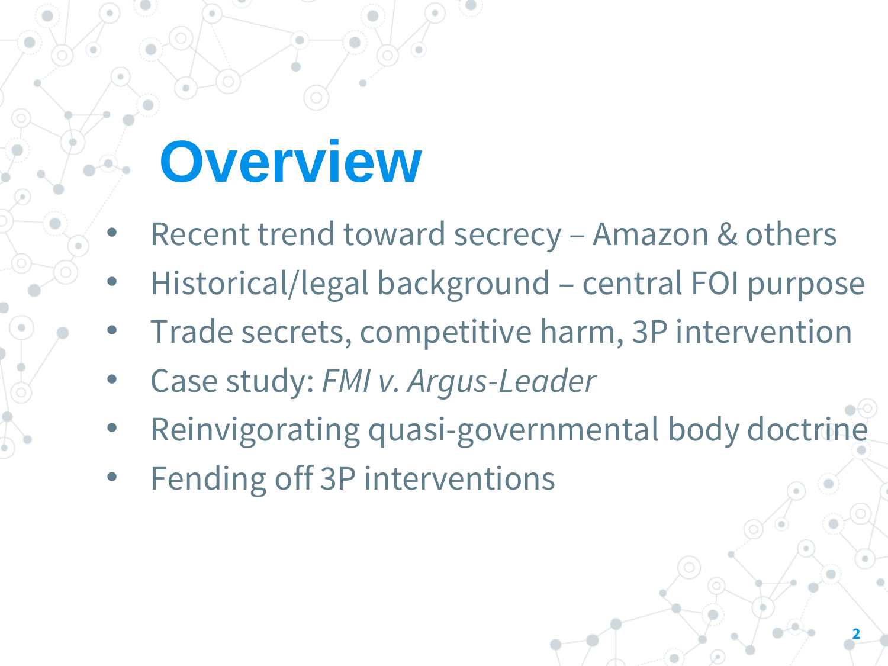# Overview

- Recent trend toward secrecy – Amazon & others
- Historical/legal background – central FOI purpose
- Trade secrets, competitive harm, 3P intervention
- Case study: *FMI v. Argus-Leader*
- Reinvigorating quasi-governmental body doctrine
- Fending off 3P interventions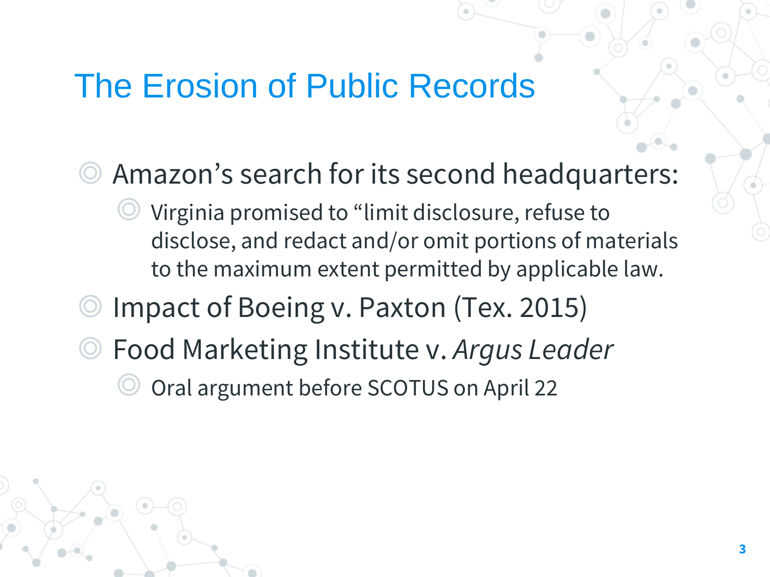# The Erosion of Public Records

- Amazon’s search for its second headquarters:
  - Virginia promised to “limit disclosure, refuse to disclose, and redact and/or omit portions of materials to the maximum extent permitted by applicable law.
- Impact of Boeing v. Paxton (Tex. 2015)
- Food Marketing Institute v. *Argus Leader*
  - Oral argument before SCOTUS on April 22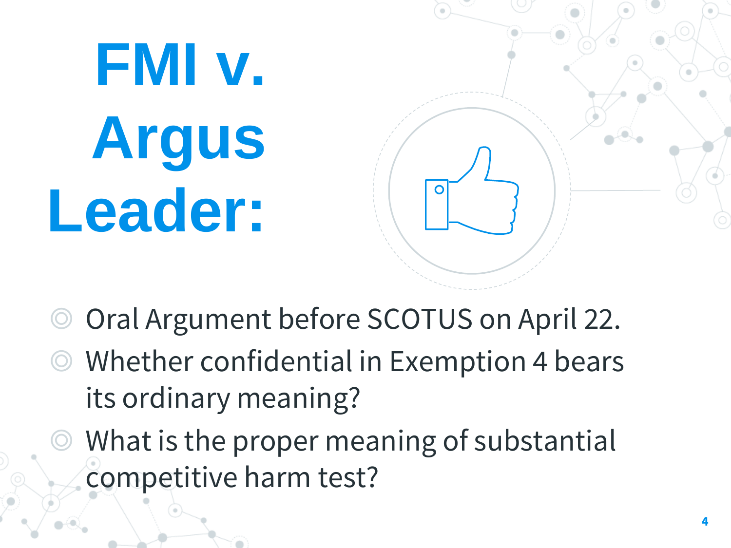# FMI v. Argus Leader:

- Oral Argument before SCOTUS on April 22.
- Whether confidential in Exemption 4 bears its ordinary meaning?
- What is the proper meaning of substantial competitive harm test?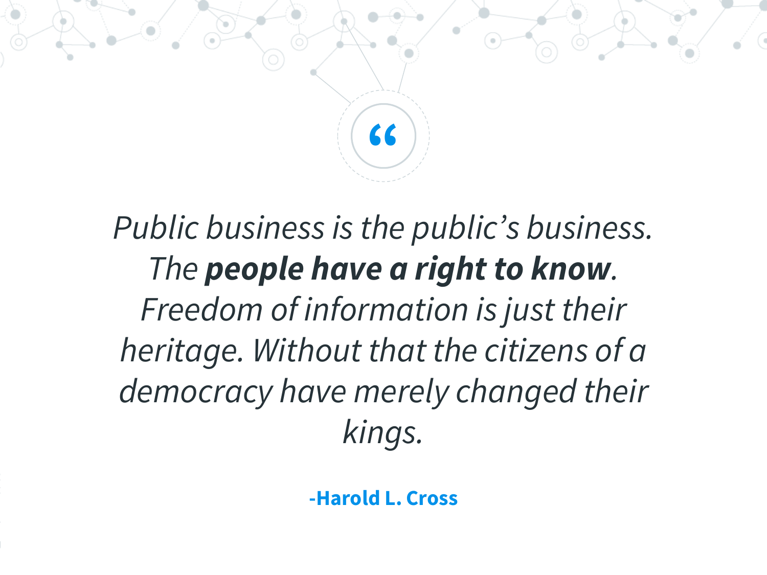“

*Public business is the public’s business. The **people have a right to know**. Freedom of information is just their heritage. Without that the citizens of a democracy have merely changed their kings.*

**-Harold L. Cross**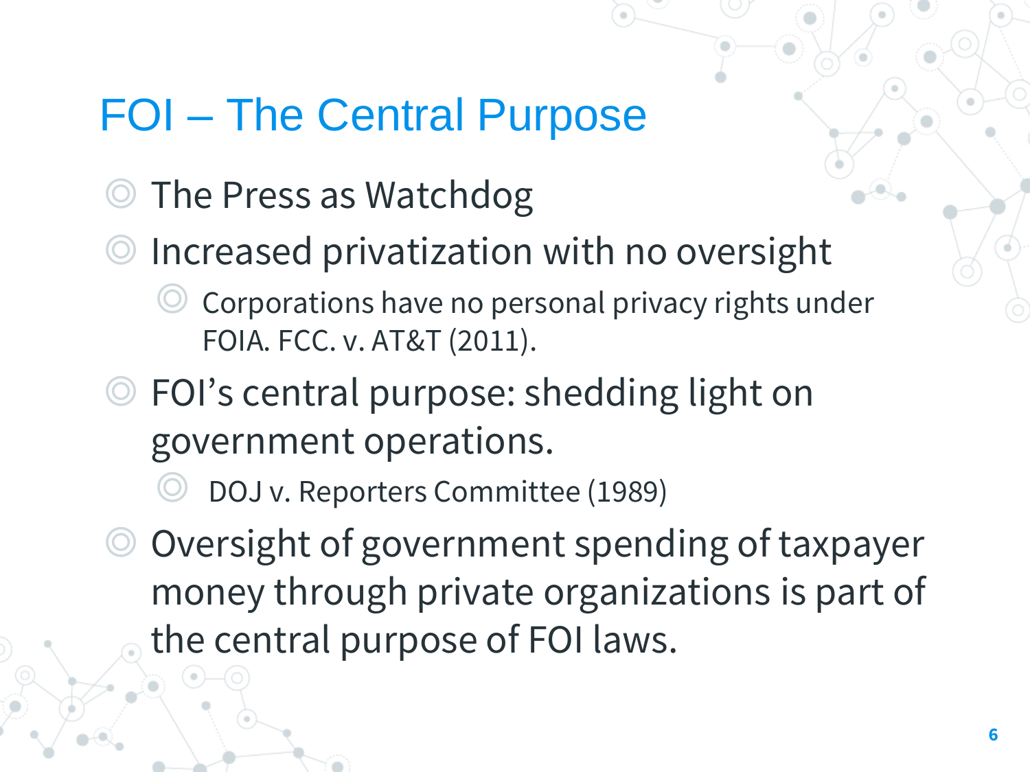# FOI – The Central Purpose

- The Press as Watchdog
- Increased privatization with no oversight
  - Corporations have no personal privacy rights under FOIA. FCC. v. AT&T (2011).
- FOI's central purpose: shedding light on government operations.
  - DOJ v. Reporters Committee (1989)
- Oversight of government spending of taxpayer money through private organizations is part of the central purpose of FOI laws.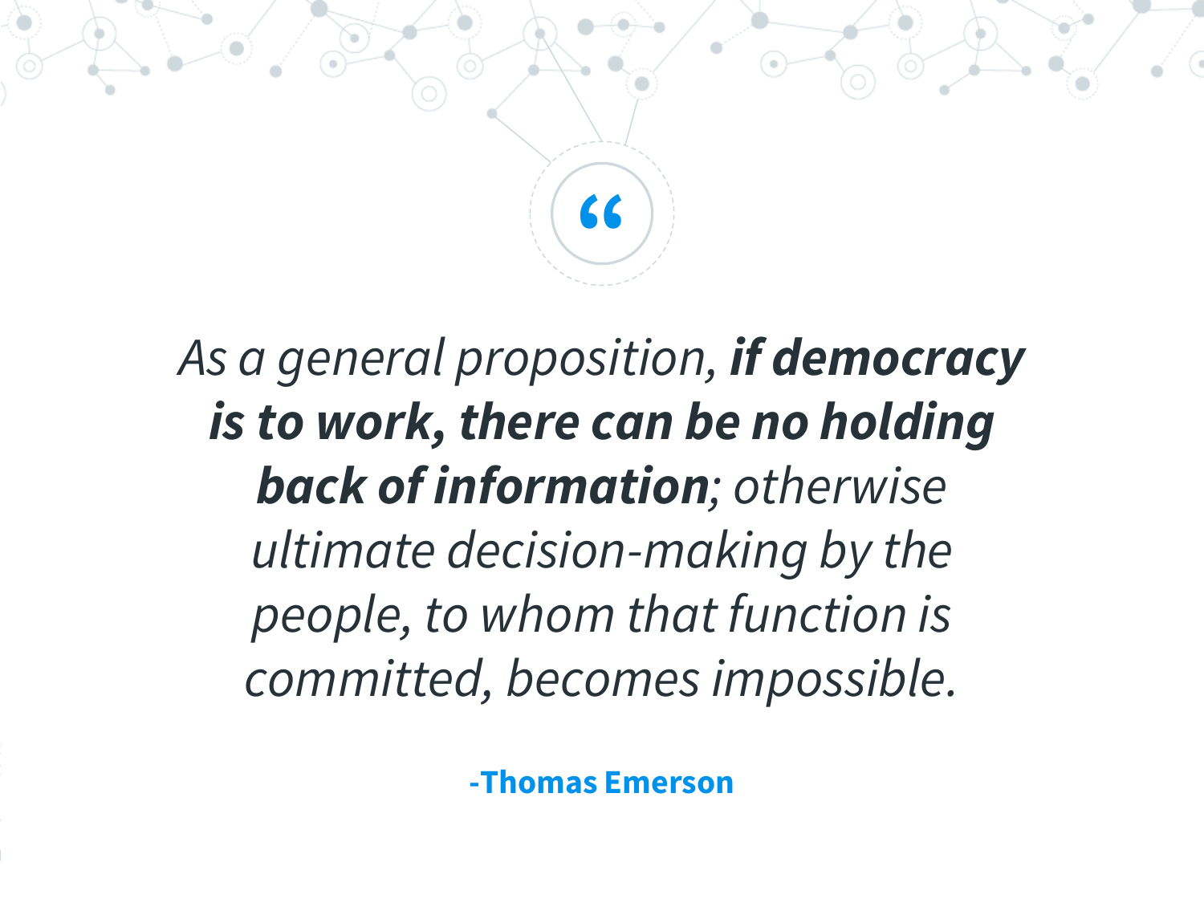> *As a general proposition,* ***if democracy is to work, there can be no holding back of information****; otherwise ultimate decision-making by the people, to whom that function is committed, becomes impossible.*
>
> **-Thomas Emerson**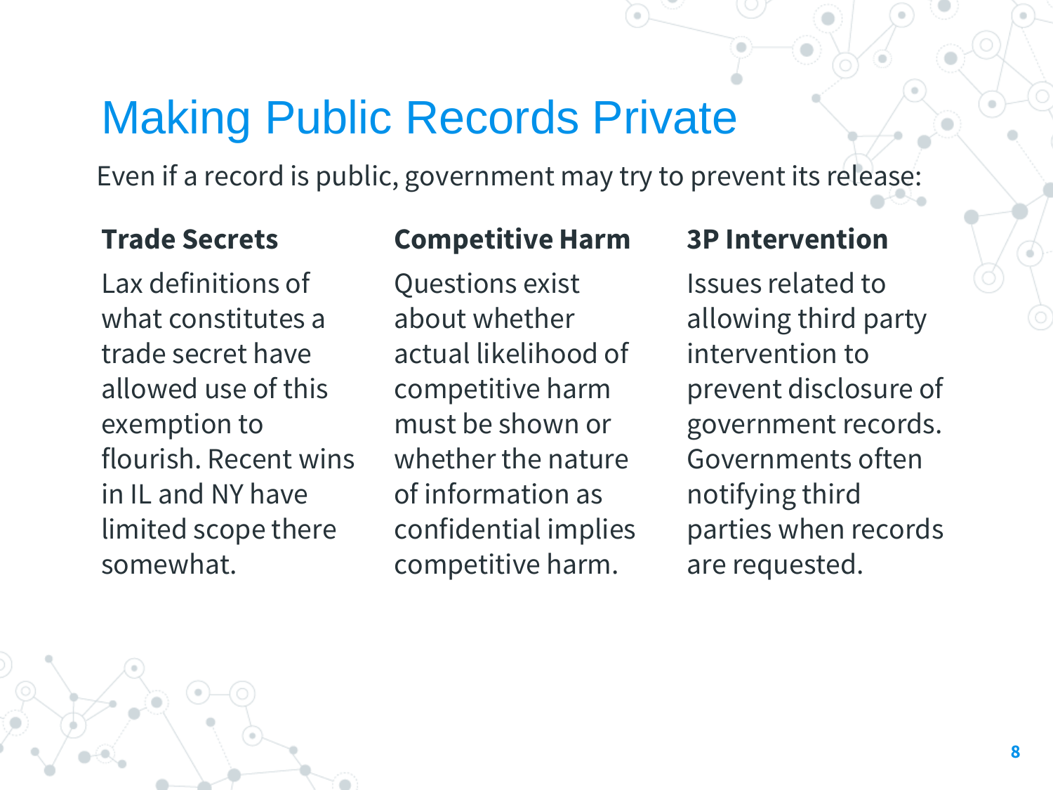# Making Public Records Private

Even if a record is public, government may try to prevent its release:

### Trade Secrets

Lax definitions of what constitutes a trade secret have allowed use of this exemption to flourish. Recent wins in IL and NY have limited scope there somewhat.

### Competitive Harm

Questions exist about whether actual likelihood of competitive harm must be shown or whether the nature of information as confidential implies competitive harm.

### 3P Intervention

Issues related to allowing third party intervention to prevent disclosure of government records. Governments often notifying third parties when records are requested.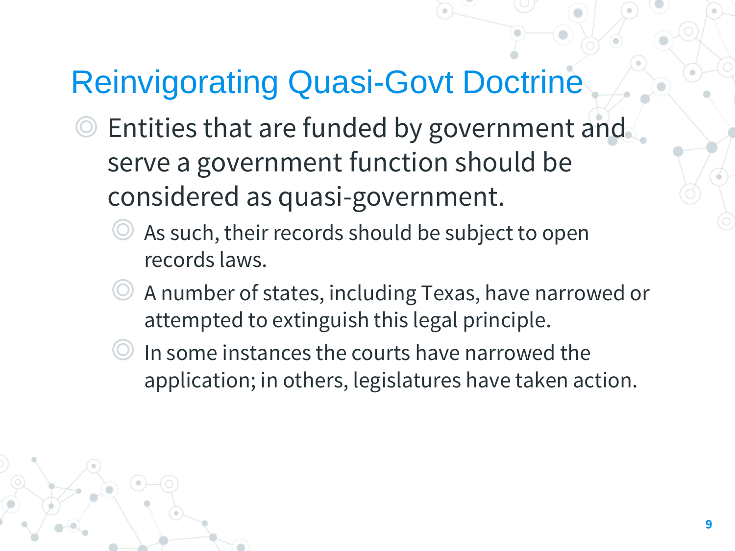# Reinvigorating Quasi-Govt Doctrine

- Entities that are funded by government and serve a government function should be considered as quasi-government.
  - As such, their records should be subject to open records laws.
  - A number of states, including Texas, have narrowed or attempted to extinguish this legal principle.
  - In some instances the courts have narrowed the application; in others, legislatures have taken action.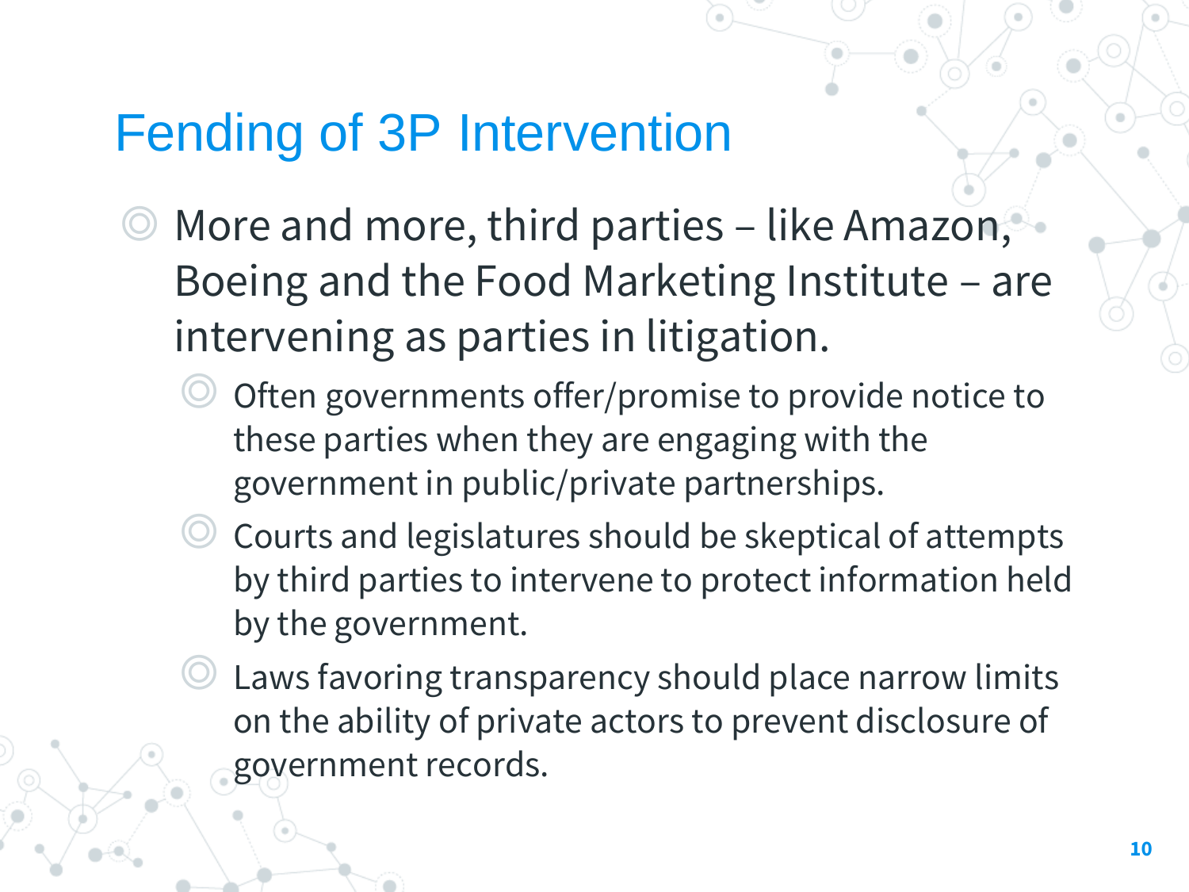# Fending of 3P Intervention

- More and more, third parties – like Amazon, Boeing and the Food Marketing Institute – are intervening as parties in litigation.
  - Often governments offer/promise to provide notice to these parties when they are engaging with the government in public/private partnerships.
  - Courts and legislatures should be skeptical of attempts by third parties to intervene to protect information held by the government.
  - Laws favoring transparency should place narrow limits on the ability of private actors to prevent disclosure of government records.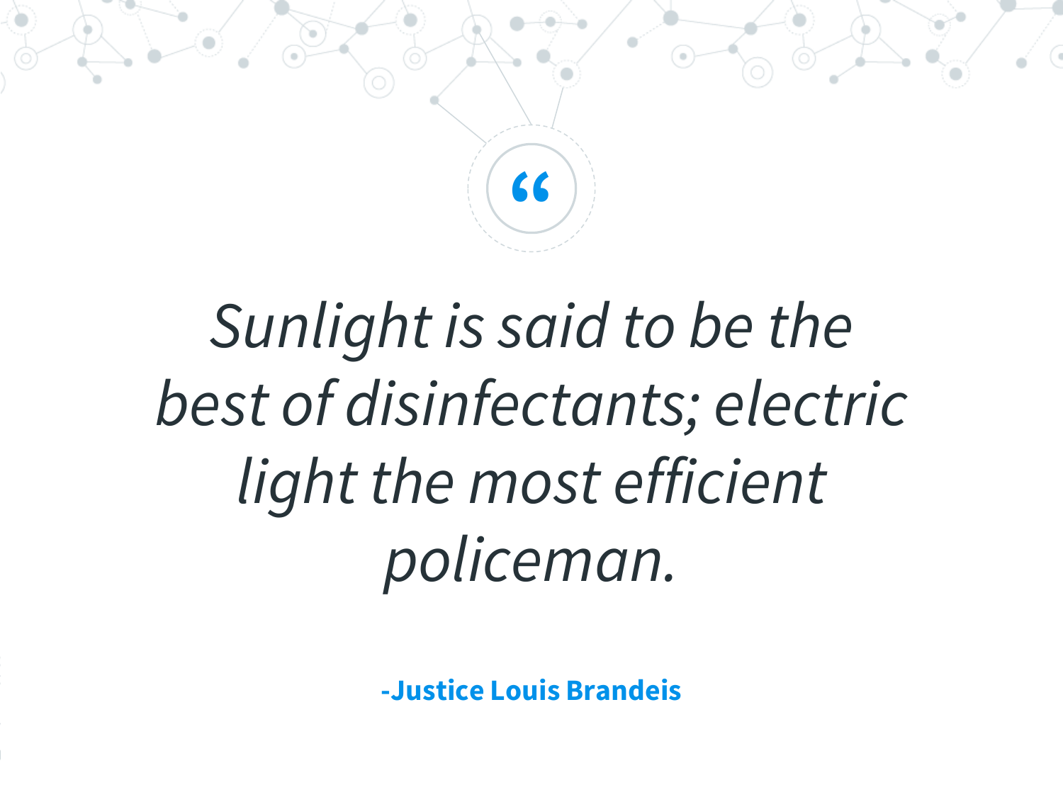> *Sunlight is said to be the best of disinfectants; electric light the most efficient policeman.*

**-Justice Louis Brandeis**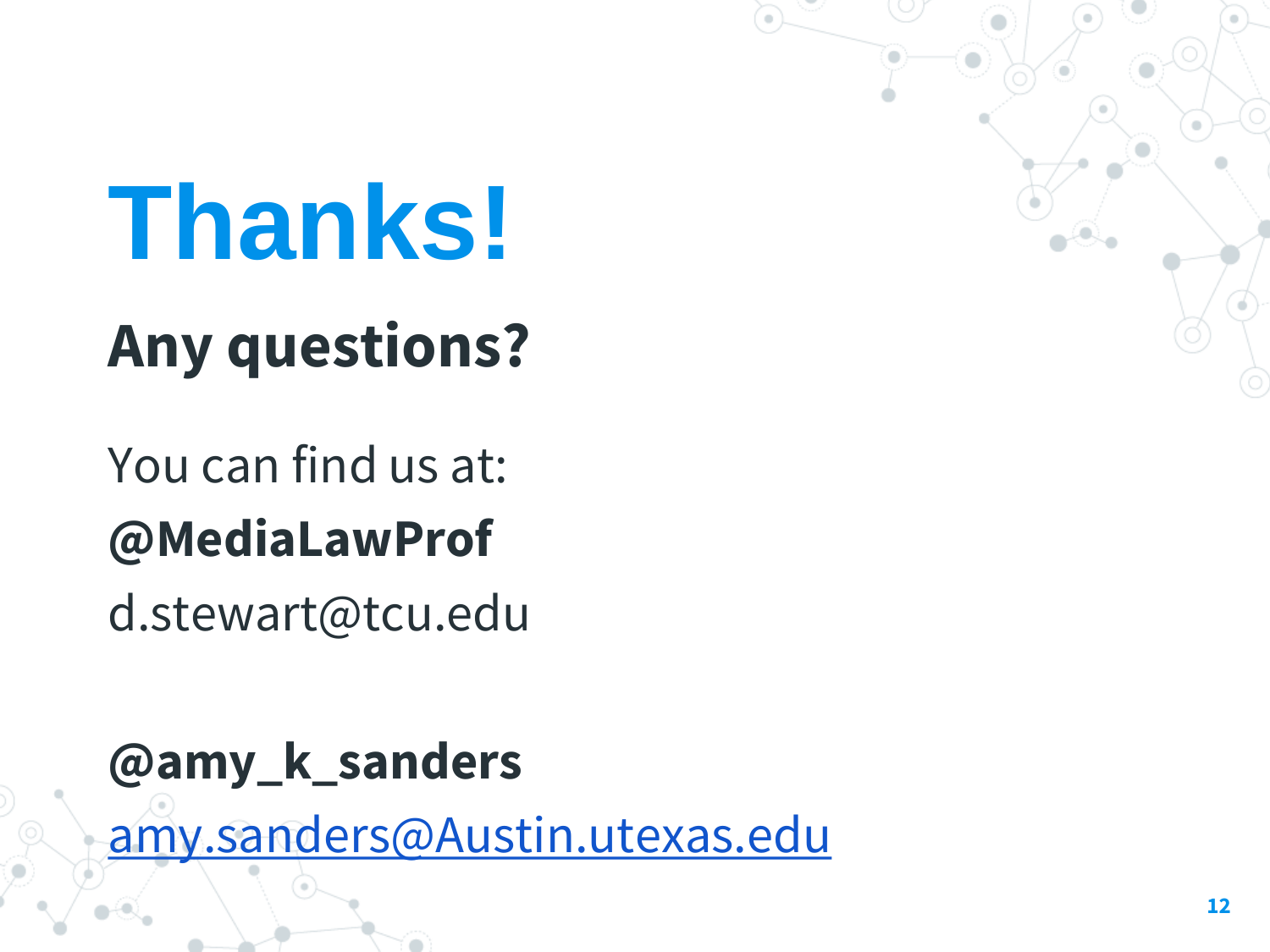# Thanks!

## Any questions?

You can find us at:

**@MediaLawProf**

d.stewart@tcu.edu

**@amy_k_sanders**

amy.sanders@Austin.utexas.edu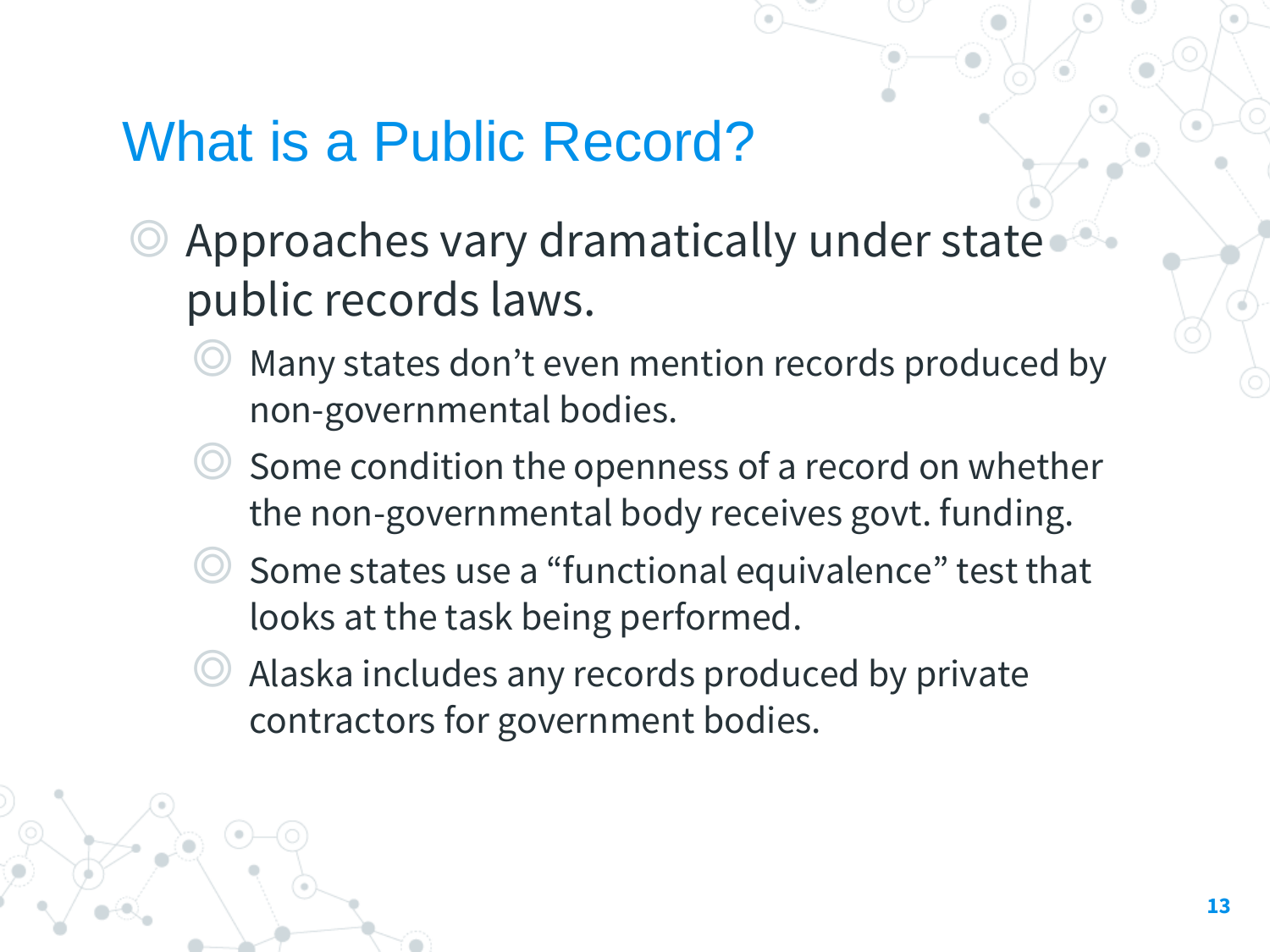# What is a Public Record?

- Approaches vary dramatically under state public records laws.
  - Many states don’t even mention records produced by non-governmental bodies.
  - Some condition the openness of a record on whether the non-governmental body receives govt. funding.
  - Some states use a “functional equivalence” test that looks at the task being performed.
  - Alaska includes any records produced by private contractors for government bodies.